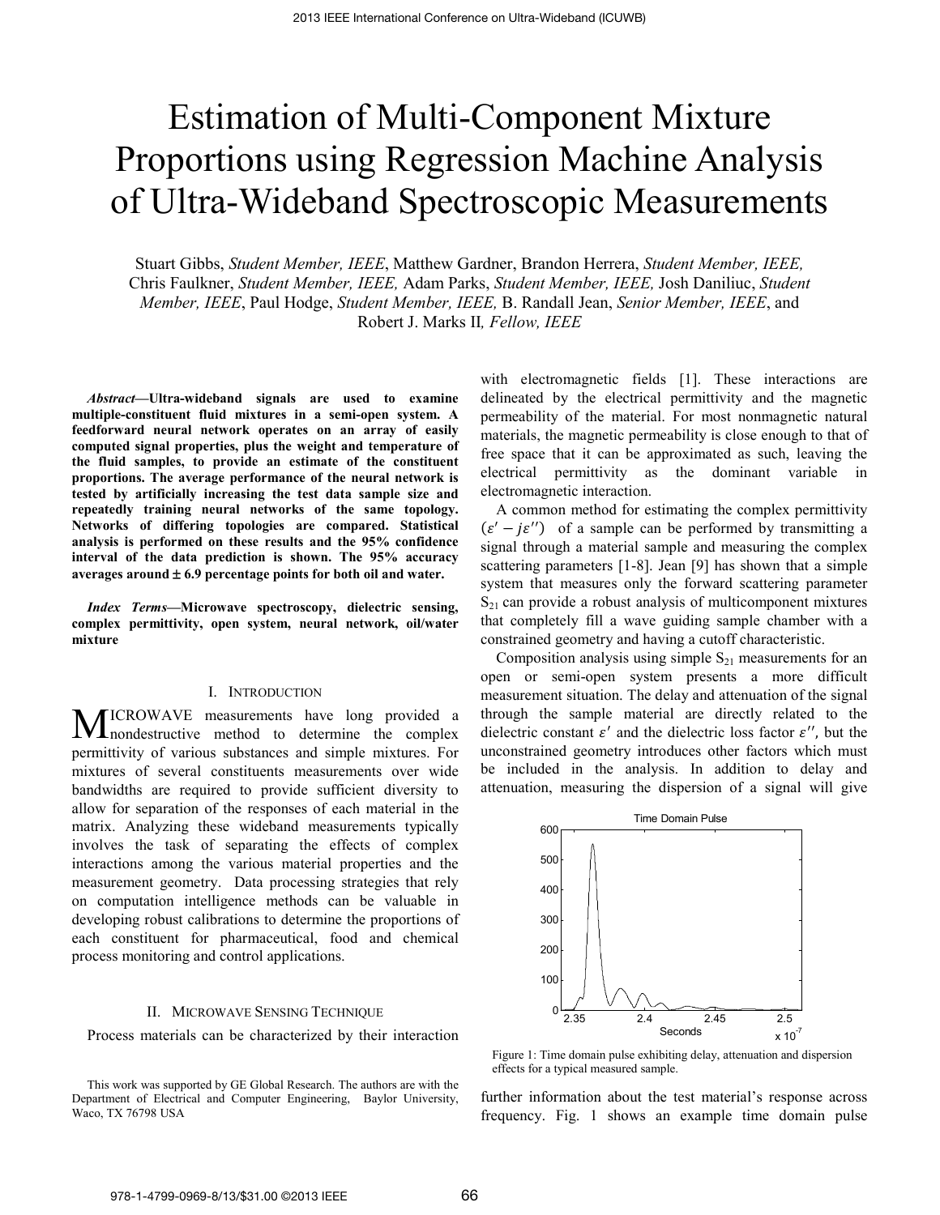# Estimation of Multi-Component Mixture Proportions using Regression Machine Analysis of Ultra-Wideband Spectroscopic Measurements

Stuart Gibbs, *Student Member, IEEE*, Matthew Gardner, Brandon Herrera, *Student Member, IEEE,* Chris Faulkner, *Student Member, IEEE,* Adam Parks, *Student Member, IEEE,* Josh Daniliuc, *Student Member, IEEE*, Paul Hodge, *Student Member, IEEE,* B. Randall Jean, *Senior Member, IEEE*, and Robert J. Marks II*, Fellow, IEEE*

***Abstract*—Ultra-wideband signals are used to examine multiple-constituent fluid mixtures in a semi-open system. A feedforward neural network operates on an array of easily computed signal properties, plus the weight and temperature of the fluid samples, to provide an estimate of the constituent proportions. The average performance of the neural network is tested by artificially increasing the test data sample size and repeatedly training neural networks of the same topology. Networks of differing topologies are compared. Statistical analysis is performed on these results and the 95% confidence interval of the data prediction is shown. The 95% accuracy averages around ± 6.9 percentage points for both oil and water.**

***Index Terms*—Microwave spectroscopy, dielectric sensing, complex permittivity, open system, neural network, oil/water mixture**

## I. Introduction

MICROWAVE measurements have long provided a nondestructive method to determine the complex permittivity of various substances and simple mixtures. For mixtures of several constituents measurements over wide bandwidths are required to provide sufficient diversity to allow for separation of the responses of each material in the matrix. Analyzing these wideband measurements typically involves the task of separating the effects of complex interactions among the various material properties and the measurement geometry. Data processing strategies that rely on computation intelligence methods can be valuable in developing robust calibrations to determine the proportions of each constituent for pharmaceutical, food and chemical process monitoring and control applications.

## II. Microwave Sensing Technique

Process materials can be characterized by their interaction with electromagnetic fields [1]. These interactions are delineated by the electrical permittivity and the magnetic permeability of the material. For most nonmagnetic natural materials, the magnetic permeability is close enough to that of free space that it can be approximated as such, leaving the electrical permittivity as the dominant variable in electromagnetic interaction.

A common method for estimating the complex permittivity $(\varepsilon' - j\varepsilon'')$ of a sample can be performed by transmitting a signal through a material sample and measuring the complex scattering parameters [1-8]. Jean [9] has shown that a simple system that measures only the forward scattering parameter $S_{21}$ can provide a robust analysis of multicomponent mixtures that completely fill a wave guiding sample chamber with a constrained geometry and having a cutoff characteristic.

Composition analysis using simple $S_{21}$ measurements for an open or semi-open system presents a more difficult measurement situation. The delay and attenuation of the signal through the sample material are directly related to the dielectric constant $\varepsilon'$ and the dielectric loss factor $\varepsilon''$, but the unconstrained geometry introduces other factors which must be included in the analysis. In addition to delay and attenuation, measuring the dispersion of a signal will give further information about the test material's response across frequency. Fig. 1 shows an example time domain pulse

Figure 1: Time domain pulse exhibiting delay, attenuation and dispersion effects for a typical measured sample.

This work was supported by GE Global Research. The authors are with the Department of Electrical and Computer Engineering, Baylor University, Waco, TX 76798 USA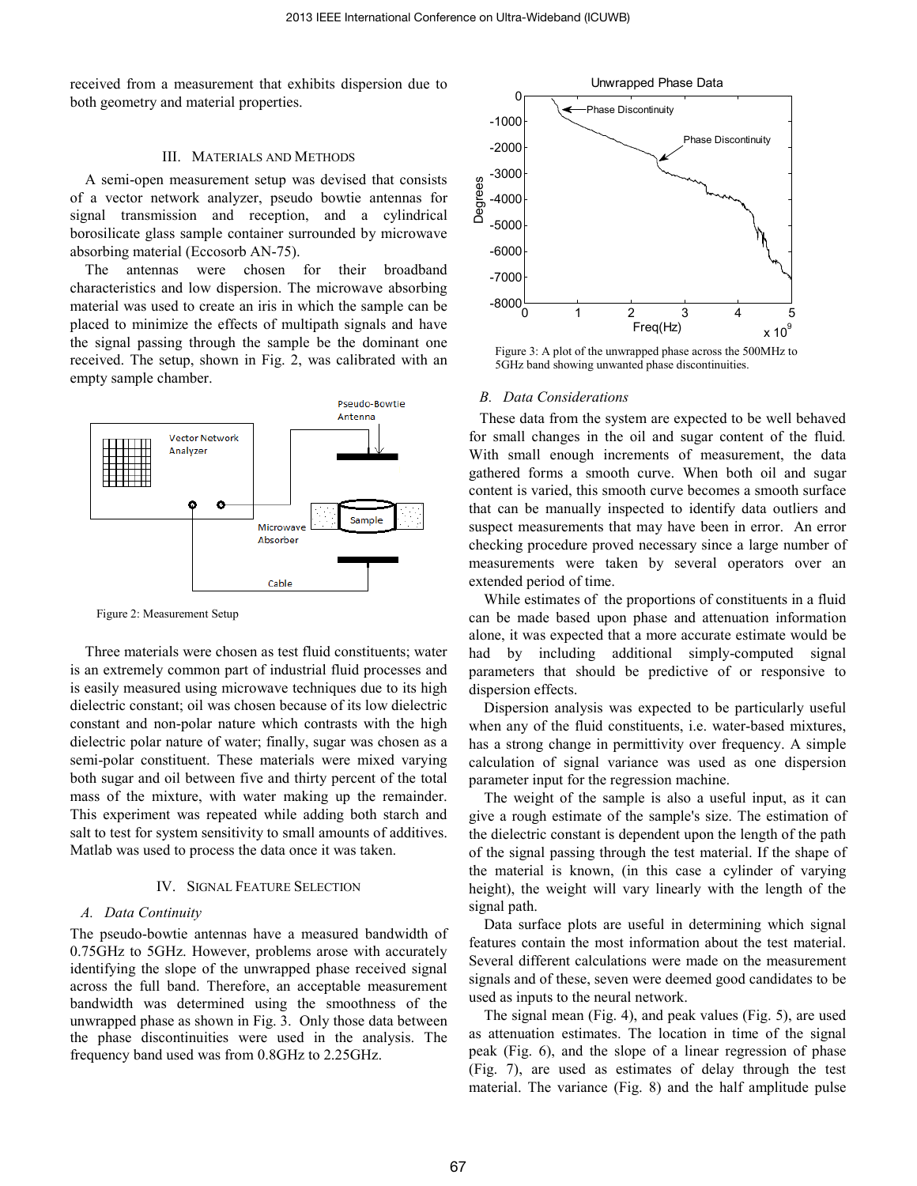received from a measurement that exhibits dispersion due to both geometry and material properties.

## III. Materials and Methods

A semi-open measurement setup was devised that consists of a vector network analyzer, pseudo bowtie antennas for signal transmission and reception, and a cylindrical borosilicate glass sample container surrounded by microwave absorbing material (Eccosorb AN-75).

The antennas were chosen for their broadband characteristics and low dispersion. The microwave absorbing material was used to create an iris in which the sample can be placed to minimize the effects of multipath signals and have the signal passing through the sample be the dominant one received. The setup, shown in Fig. 2, was calibrated with an empty sample chamber.

Pseudo-Bowtie Antenna
Vector Network Analyzer
Sample
Microwave Absorber
Cable

Figure 2: Measurement Setup

Three materials were chosen as test fluid constituents; water is an extremely common part of industrial fluid processes and is easily measured using microwave techniques due to its high dielectric constant; oil was chosen because of its low dielectric constant and non-polar nature which contrasts with the high dielectric polar nature of water; finally, sugar was chosen as a semi-polar constituent. These materials were mixed varying both sugar and oil between five and thirty percent of the total mass of the mixture, with water making up the remainder. This experiment was repeated while adding both starch and salt to test for system sensitivity to small amounts of additives. Matlab was used to process the data once it was taken.

## IV. Signal Feature Selection

### A. Data Continuity

The pseudo-bowtie antennas have a measured bandwidth of 0.75GHz to 5GHz. However, problems arose with accurately identifying the slope of the unwrapped phase received signal across the full band. Therefore, an acceptable measurement bandwidth was determined using the smoothness of the unwrapped phase as shown in Fig. 3. Only those data between the phase discontinuities were used in the analysis. The frequency band used was from 0.8GHz to 2.25GHz.

Unwrapped Phase Data
Phase Discontinuity
Phase Discontinuity
Degrees
0
-1000
-2000
-3000
-4000
-5000
-6000
-7000
-8000
0 1 2 3 4 5
Freq(Hz)
x 10^9

Figure 3: A plot of the unwrapped phase across the 500MHz to 5GHz band showing unwanted phase discontinuities.

### B. Data Considerations

These data from the system are expected to be well behaved for small changes in the oil and sugar content of the fluid. With small enough increments of measurement, the data gathered forms a smooth curve. When both oil and sugar content is varied, this smooth curve becomes a smooth surface that can be manually inspected to identify data outliers and suspect measurements that may have been in error. An error checking procedure proved necessary since a large number of measurements were taken by several operators over an extended period of time.

While estimates of the proportions of constituents in a fluid can be made based upon phase and attenuation information alone, it was expected that a more accurate estimate would be had by including additional simply-computed signal parameters that should be predictive of or responsive to dispersion effects.

Dispersion analysis was expected to be particularly useful when any of the fluid constituents, i.e. water-based mixtures, has a strong change in permittivity over frequency. A simple calculation of signal variance was used as one dispersion parameter input for the regression machine.

The weight of the sample is also a useful input, as it can give a rough estimate of the sample's size. The estimation of the dielectric constant is dependent upon the length of the path of the signal passing through the test material. If the shape of the material is known, (in this case a cylinder of varying height), the weight will vary linearly with the length of the signal path.

Data surface plots are useful in determining which signal features contain the most information about the test material. Several different calculations were made on the measurement signals and of these, seven were deemed good candidates to be used as inputs to the neural network.

The signal mean (Fig. 4), and peak values (Fig. 5), are used as attenuation estimates. The location in time of the signal peak (Fig. 6), and the slope of a linear regression of phase (Fig. 7), are used as estimates of delay through the test material. The variance (Fig. 8) and the half amplitude pulse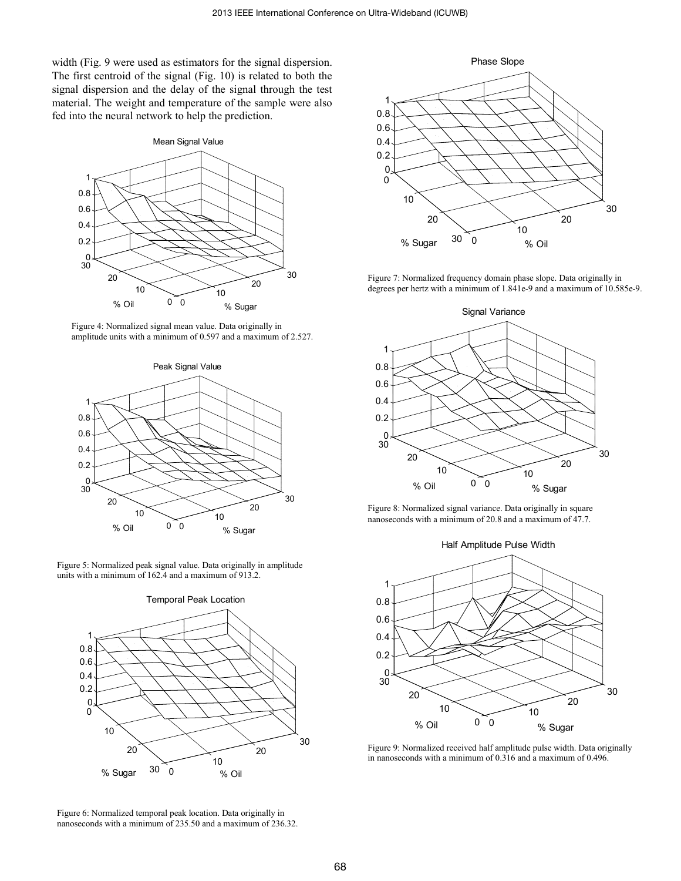width (Fig. 9 were used as estimators for the signal dispersion. The first centroid of the signal (Fig. 10) is related to both the signal dispersion and the delay of the signal through the test material. The weight and temperature of the sample were also fed into the neural network to help the prediction.

Figure 4: Normalized signal mean value. Data originally in amplitude units with a minimum of 0.597 and a maximum of 2.527.

Figure 5: Normalized peak signal value. Data originally in amplitude units with a minimum of 162.4 and a maximum of 913.2.

Figure 6: Normalized temporal peak location. Data originally in nanoseconds with a minimum of 235.50 and a maximum of 236.32.

Figure 7: Normalized frequency domain phase slope. Data originally in degrees per hertz with a minimum of 1.841e-9 and a maximum of 10.585e-9.

Figure 8: Normalized signal variance. Data originally in square nanoseconds with a minimum of 20.8 and a maximum of 47.7.

Figure 9: Normalized received half amplitude pulse width. Data originally in nanoseconds with a minimum of 0.316 and a maximum of 0.496.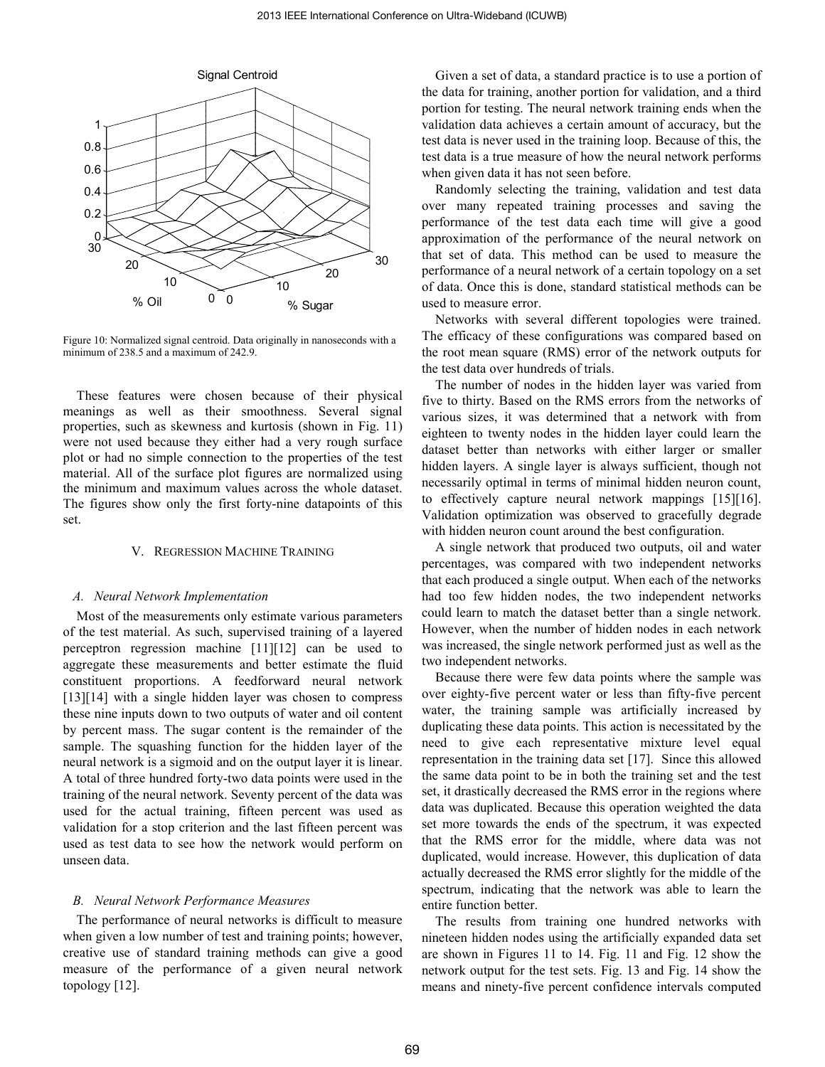Figure 10: Normalized signal centroid. Data originally in nanoseconds with a minimum of 238.5 and a maximum of 242.9.

These features were chosen because of their physical meanings as well as their smoothness. Several signal properties, such as skewness and kurtosis (shown in Fig. 11) were not used because they either had a very rough surface plot or had no simple connection to the properties of the test material. All of the surface plot figures are normalized using the minimum and maximum values across the whole dataset. The figures show only the first forty-nine datapoints of this set.

## V. Regression Machine Training

### *A. Neural Network Implementation*

Most of the measurements only estimate various parameters of the test material. As such, supervised training of a layered perceptron regression machine [11][12] can be used to aggregate these measurements and better estimate the fluid constituent proportions. A feedforward neural network [13][14] with a single hidden layer was chosen to compress these nine inputs down to two outputs of water and oil content by percent mass. The sugar content is the remainder of the sample. The squashing function for the hidden layer of the neural network is a sigmoid and on the output layer it is linear. A total of three hundred forty-two data points were used in the training of the neural network. Seventy percent of the data was used for the actual training, fifteen percent was used as validation for a stop criterion and the last fifteen percent was used as test data to see how the network would perform on unseen data.

### *B. Neural Network Performance Measures*

The performance of neural networks is difficult to measure when given a low number of test and training points; however, creative use of standard training methods can give a good measure of the performance of a given neural network topology [12].

Given a set of data, a standard practice is to use a portion of the data for training, another portion for validation, and a third portion for testing. The neural network training ends when the validation data achieves a certain amount of accuracy, but the test data is never used in the training loop. Because of this, the test data is a true measure of how the neural network performs when given data it has not seen before.

Randomly selecting the training, validation and test data over many repeated training processes and saving the performance of the test data each time will give a good approximation of the performance of the neural network on that set of data. This method can be used to measure the performance of a neural network of a certain topology on a set of data. Once this is done, standard statistical methods can be used to measure error.

Networks with several different topologies were trained. The efficacy of these configurations was compared based on the root mean square (RMS) error of the network outputs for the test data over hundreds of trials.

The number of nodes in the hidden layer was varied from five to thirty. Based on the RMS errors from the networks of various sizes, it was determined that a network with from eighteen to twenty nodes in the hidden layer could learn the dataset better than networks with either larger or smaller hidden layers. A single layer is always sufficient, though not necessarily optimal in terms of minimal hidden neuron count, to effectively capture neural network mappings [15][16]. Validation optimization was observed to gracefully degrade with hidden neuron count around the best configuration.

A single network that produced two outputs, oil and water percentages, was compared with two independent networks that each produced a single output. When each of the networks had too few hidden nodes, the two independent networks could learn to match the dataset better than a single network. However, when the number of hidden nodes in each network was increased, the single network performed just as well as the two independent networks.

Because there were few data points where the sample was over eighty-five percent water or less than fifty-five percent water, the training sample was artificially increased by duplicating these data points. This action is necessitated by the need to give each representative mixture level equal representation in the training data set [17]. Since this allowed the same data point to be in both the training set and the test set, it drastically decreased the RMS error in the regions where data was duplicated. Because this operation weighted the data set more towards the ends of the spectrum, it was expected that the RMS error for the middle, where data was not duplicated, would increase. However, this duplication of data actually decreased the RMS error slightly for the middle of the spectrum, indicating that the network was able to learn the entire function better.

The results from training one hundred networks with nineteen hidden nodes using the artificially expanded data set are shown in Figures 11 to 14. Fig. 11 and Fig. 12 show the network output for the test sets. Fig. 13 and Fig. 14 show the means and ninety-five percent confidence intervals computed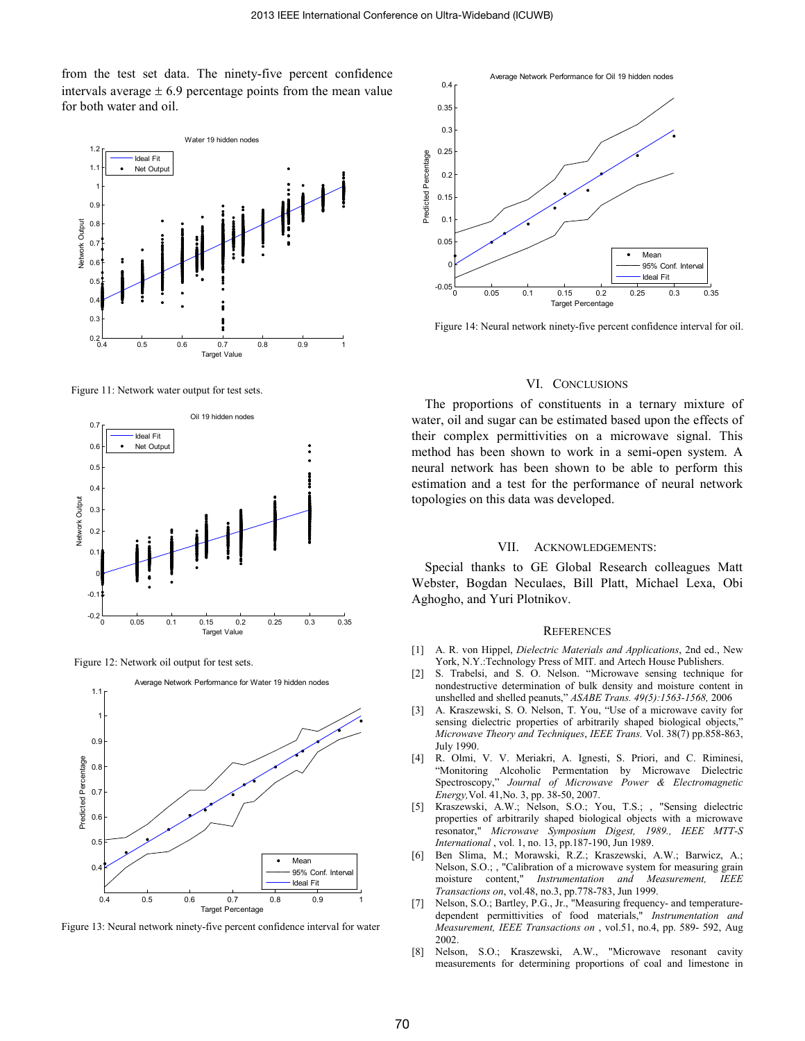from the test set data. The ninety-five percent confidence intervals average ± 6.9 percentage points from the mean value for both water and oil.

Figure 11: Network water output for test sets.

Figure 12: Network oil output for test sets.

Figure 13: Neural network ninety-five percent confidence interval for water

Figure 14: Neural network ninety-five percent confidence interval for oil.

## VI. Conclusions

The proportions of constituents in a ternary mixture of water, oil and sugar can be estimated based upon the effects of their complex permittivities on a microwave signal. This method has been shown to work in a semi-open system. A neural network has been shown to be able to perform this estimation and a test for the performance of neural network topologies on this data was developed.

## VII. Acknowledgements:

Special thanks to GE Global Research colleagues Matt Webster, Bogdan Neculaes, Bill Platt, Michael Lexa, Obi Aghogho, and Yuri Plotnikov.

## References

[1] A. R. von Hippel, *Dielectric Materials and Applications*, 2nd ed., New York, N.Y.:Technology Press of MIT. and Artech House Publishers.

[2] S. Trabelsi, and S. O. Nelson. "Microwave sensing technique for nondestructive determination of bulk density and moisture content in unshelled and shelled peanuts," *ASABE Trans. 49(5):1563-1568,* 2006

[3] A. Kraszewski, S. O. Nelson, T. You, "Use of a microwave cavity for sensing dielectric properties of arbitrarily shaped biological objects," *Microwave Theory and Techniques*, *IEEE Trans.* Vol. 38(7) pp.858-863, July 1990.

[4] R. Olmi, V. V. Meriakri, A. Ignesti, S. Priori, and C. Riminesi, "Monitoring Alcoholic Permentation by Microwave Dielectric Spectroscopy," *Journal of Microwave Power & Electromagnetic Energy,*Vol. 41,No. 3, pp. 38-50, 2007.

[5] Kraszewski, A.W.; Nelson, S.O.; You, T.S.; , "Sensing dielectric properties of arbitrarily shaped biological objects with a microwave resonator," *Microwave Symposium Digest, 1989., IEEE MTT-S International* , vol. 1, no. 13, pp.187-190, Jun 1989.

[6] Ben Slima, M.; Morawski, R.Z.; Kraszewski, A.W.; Barwicz, A.; Nelson, S.O.; , "Calibration of a microwave system for measuring grain moisture content," *Instrumentation and Measurement, IEEE Transactions on*, vol.48, no.3, pp.778-783, Jun 1999.

[7] Nelson, S.O.; Bartley, P.G., Jr., "Measuring frequency- and temperature-dependent permittivities of food materials," *Instrumentation and Measurement, IEEE Transactions on* , vol.51, no.4, pp. 589- 592, Aug 2002.

[8] Nelson, S.O.; Kraszewski, A.W., "Microwave resonant cavity measurements for determining proportions of coal and limestone in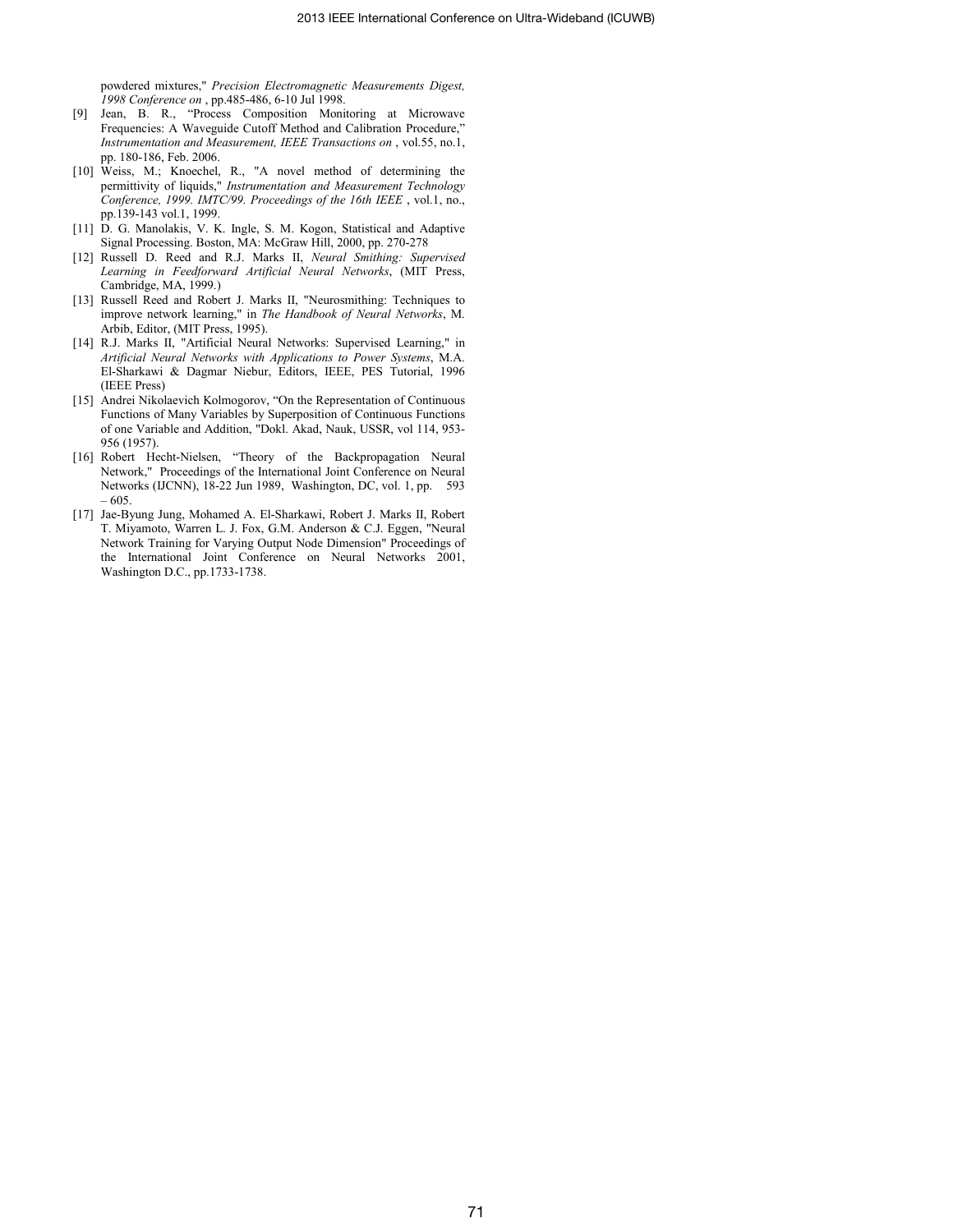powdered mixtures," *Precision Electromagnetic Measurements Digest, 1998 Conference on* , pp.485-486, 6-10 Jul 1998.

[9] Jean, B. R., "Process Composition Monitoring at Microwave Frequencies: A Waveguide Cutoff Method and Calibration Procedure," *Instrumentation and Measurement, IEEE Transactions on* , vol.55, no.1, pp. 180-186, Feb. 2006.

[10] Weiss, M.; Knoechel, R., "A novel method of determining the permittivity of liquids," *Instrumentation and Measurement Technology Conference, 1999. IMTC/99. Proceedings of the 16th IEEE* , vol.1, no., pp.139-143 vol.1, 1999.

[11] D. G. Manolakis, V. K. Ingle, S. M. Kogon, Statistical and Adaptive Signal Processing. Boston, MA: McGraw Hill, 2000, pp. 270-278

[12] Russell D. Reed and R.J. Marks II, *Neural Smithing: Supervised Learning in Feedforward Artificial Neural Networks*, (MIT Press, Cambridge, MA, 1999.)

[13] Russell Reed and Robert J. Marks II, "Neurosmithing: Techniques to improve network learning," in *The Handbook of Neural Networks*, M. Arbib, Editor, (MIT Press, 1995).

[14] R.J. Marks II, "Artificial Neural Networks: Supervised Learning," in *Artificial Neural Networks with Applications to Power Systems*, M.A. El-Sharkawi & Dagmar Niebur, Editors, IEEE, PES Tutorial, 1996 (IEEE Press)

[15] Andrei Nikolaevich Kolmogorov, "On the Representation of Continuous Functions of Many Variables by Superposition of Continuous Functions of one Variable and Addition, "Dokl. Akad, Nauk, USSR, vol 114, 953-956 (1957).

[16] Robert Hecht-Nielsen, "Theory of the Backpropagation Neural Network," Proceedings of the International Joint Conference on Neural Networks (IJCNN), 18-22 Jun 1989, Washington, DC, vol. 1, pp. 593 – 605.

[17] Jae-Byung Jung, Mohamed A. El-Sharkawi, Robert J. Marks II, Robert T. Miyamoto, Warren L. J. Fox, G.M. Anderson & C.J. Eggen, "Neural Network Training for Varying Output Node Dimension" Proceedings of the International Joint Conference on Neural Networks 2001, Washington D.C., pp.1733-1738.